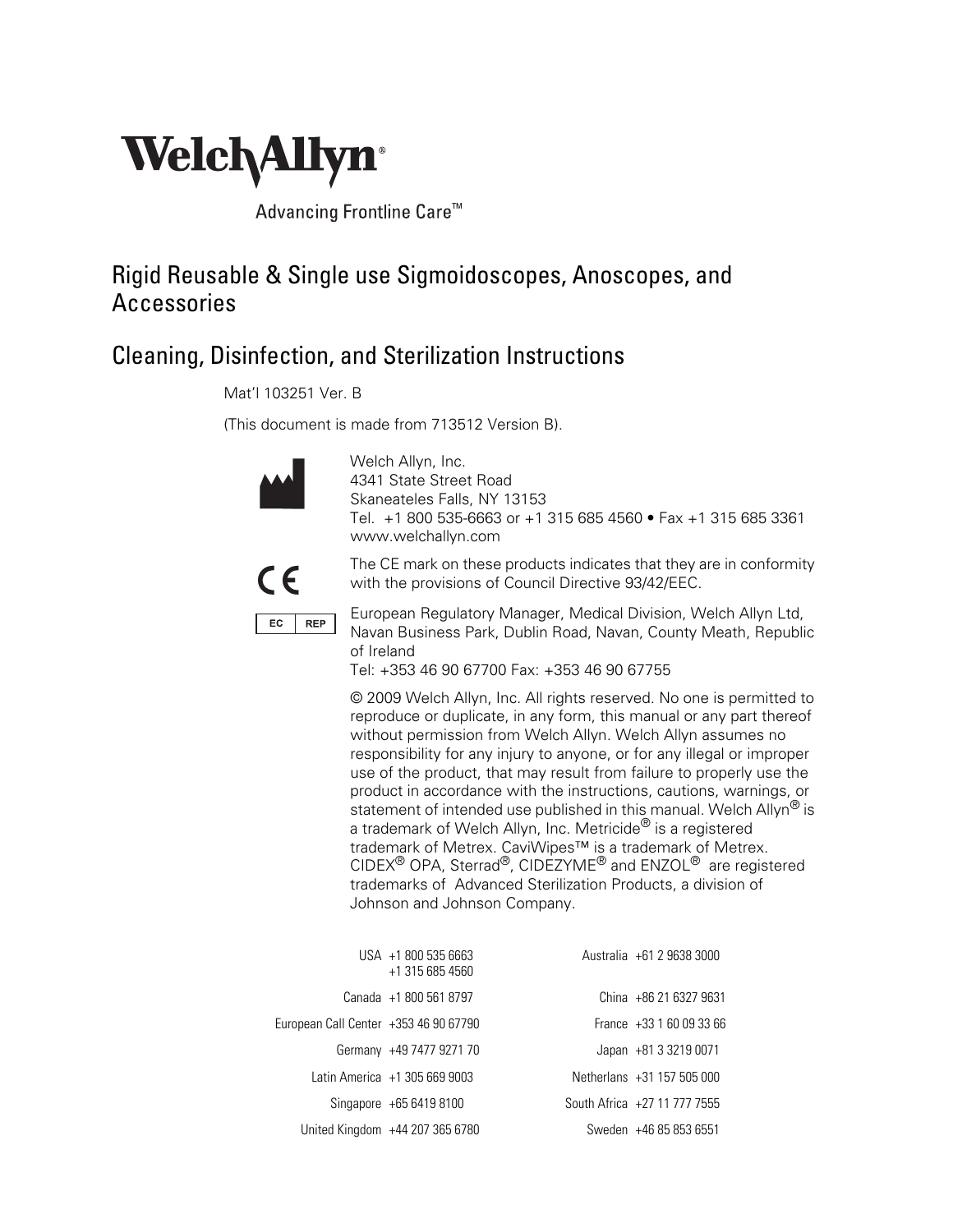Welch Allyn®

Advancing Frontline Care™

# Rigid Reusable & Single use Sigmoidoscopes, Anoscopes, and Accessories

# Cleaning, Disinfection, and Sterilization Instructions

Mat'l 103251 Ver. B

(This document is made from 713512 Version B).

Welch Allyn, Inc.
4341 State Street Road
Skaneateles Falls, NY 13153
Tel. +1 800 535-6663 or +1 315 685 4560 • Fax +1 315 685 3361
www.welchallyn.com

The CE mark on these products indicates that they are in conformity with the provisions of Council Directive 93/42/EEC.

EC REP

European Regulatory Manager, Medical Division, Welch Allyn Ltd, Navan Business Park, Dublin Road, Navan, County Meath, Republic of Ireland
Tel: +353 46 90 67700 Fax: +353 46 90 67755

© 2009 Welch Allyn, Inc. All rights reserved. No one is permitted to reproduce or duplicate, in any form, this manual or any part thereof without permission from Welch Allyn. Welch Allyn assumes no responsibility for any injury to anyone, or for any illegal or improper use of the product, that may result from failure to properly use the product in accordance with the instructions, cautions, warnings, or statement of intended use published in this manual. Welch Allyn® is a trademark of Welch Allyn, Inc. Metricide® is a registered trademark of Metrex. CaviWipes™ is a trademark of Metrex. CIDEX® OPA, Sterrad®, CIDEZYME® and ENZOL® are registered trademarks of Advanced Sterilization Products, a division of Johnson and Johnson Company.

| | | | |
|---|---|---|---|
| USA | +1 800 535 6663<br>+1 315 685 4560 | Australia | +61 2 9638 3000 |
| Canada | +1 800 561 8797 | China | +86 21 6327 9631 |
| European Call Center | +353 46 90 67790 | France | +33 1 60 09 33 66 |
| Germany | +49 7477 9271 70 | Japan | +81 3 3219 0071 |
| Latin America | +1 305 669 9003 | Netherlans | +31 157 505 000 |
| Singapore | +65 6419 8100 | South Africa | +27 11 777 7555 |
| United Kingdom | +44 207 365 6780 | Sweden | +46 85 853 6551 |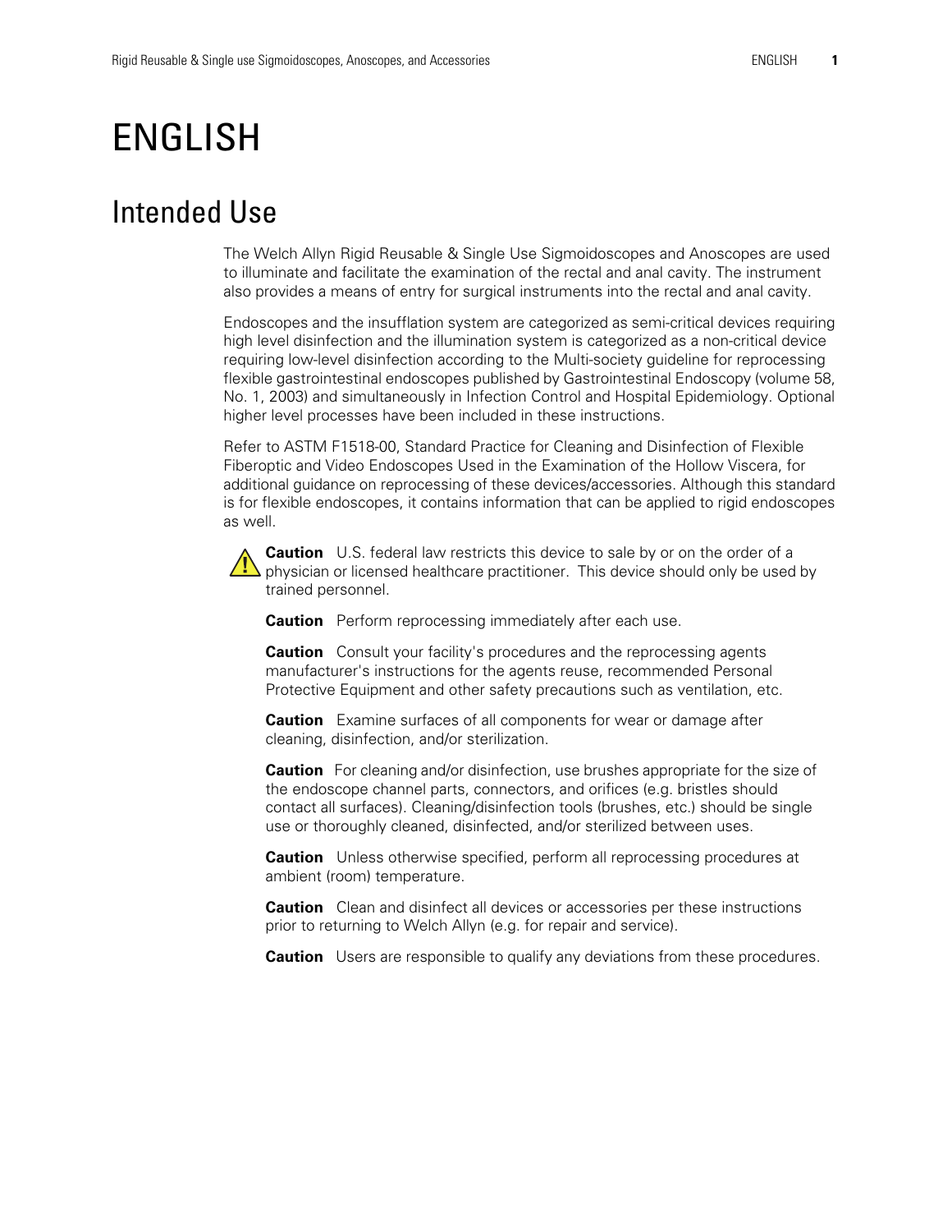# ENGLISH

## Intended Use

The Welch Allyn Rigid Reusable & Single Use Sigmoidoscopes and Anoscopes are used to illuminate and facilitate the examination of the rectal and anal cavity. The instrument also provides a means of entry for surgical instruments into the rectal and anal cavity.

Endoscopes and the insufflation system are categorized as semi-critical devices requiring high level disinfection and the illumination system is categorized as a non-critical device requiring low-level disinfection according to the Multi-society guideline for reprocessing flexible gastrointestinal endoscopes published by Gastrointestinal Endoscopy (volume 58, No. 1, 2003) and simultaneously in Infection Control and Hospital Epidemiology. Optional higher level processes have been included in these instructions.

Refer to ASTM F1518-00, Standard Practice for Cleaning and Disinfection of Flexible Fiberoptic and Video Endoscopes Used in the Examination of the Hollow Viscera, for additional guidance on reprocessing of these devices/accessories. Although this standard is for flexible endoscopes, it contains information that can be applied to rigid endoscopes as well.

**Caution** U.S. federal law restricts this device to sale by or on the order of a physician or licensed healthcare practitioner. This device should only be used by trained personnel.

**Caution** Perform reprocessing immediately after each use.

**Caution** Consult your facility's procedures and the reprocessing agents manufacturer's instructions for the agents reuse, recommended Personal Protective Equipment and other safety precautions such as ventilation, etc.

**Caution** Examine surfaces of all components for wear or damage after cleaning, disinfection, and/or sterilization.

**Caution** For cleaning and/or disinfection, use brushes appropriate for the size of the endoscope channel parts, connectors, and orifices (e.g. bristles should contact all surfaces). Cleaning/disinfection tools (brushes, etc.) should be single use or thoroughly cleaned, disinfected, and/or sterilized between uses.

**Caution** Unless otherwise specified, perform all reprocessing procedures at ambient (room) temperature.

**Caution** Clean and disinfect all devices or accessories per these instructions prior to returning to Welch Allyn (e.g. for repair and service).

**Caution** Users are responsible to qualify any deviations from these procedures.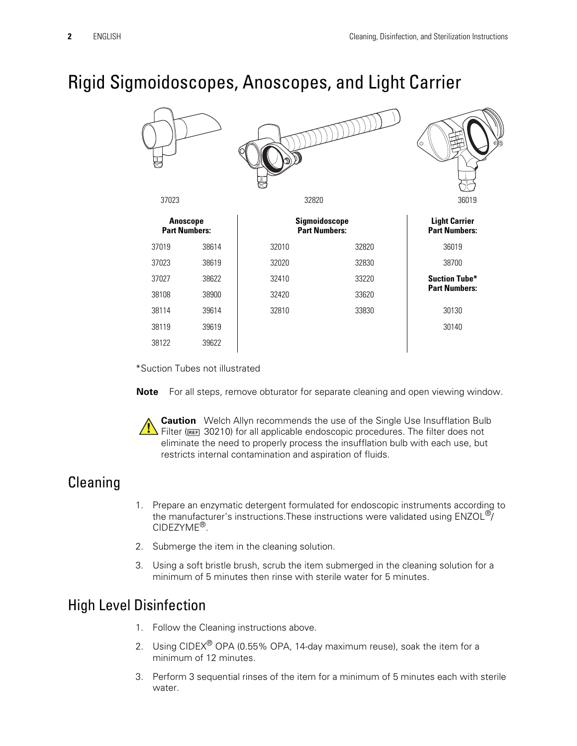# Rigid Sigmoidoscopes, Anoscopes, and Light Carrier

37023 32820 36019

| Anoscope Part Numbers: | | Sigmoidoscope Part Numbers: | | Light Carrier Part Numbers: |
|---|---|---|---|---|
| 37019 | 38614 | 32010 | 32820 | 36019 |
| 37023 | 38619 | 32020 | 32830 | 38700 |
| 37027 | 38622 | 32410 | 33220 | **Suction Tube* Part Numbers:** |
| 38108 | 38900 | 32420 | 33620 | |
| 38114 | 39614 | 32810 | 33830 | 30130 |
| 38119 | 39619 | | | 30140 |
| 38122 | 39622 | | | |

*Suction Tubes not illustrated

**Note** For all steps, remove obturator for separate cleaning and open viewing window.

**Caution** Welch Allyn recommends the use of the Single Use Insufflation Bulb Filter (REF 30210) for all applicable endoscopic procedures. The filter does not eliminate the need to properly process the insufflation bulb with each use, but restricts internal contamination and aspiration of fluids.

## Cleaning

1. Prepare an enzymatic detergent formulated for endoscopic instruments according to the manufacturer's instructions.These instructions were validated using ENZOL®/ CIDEZYME®.
2. Submerge the item in the cleaning solution.
3. Using a soft bristle brush, scrub the item submerged in the cleaning solution for a minimum of 5 minutes then rinse with sterile water for 5 minutes.

## High Level Disinfection

1. Follow the Cleaning instructions above.
2. Using CIDEX® OPA (0.55% OPA, 14-day maximum reuse), soak the item for a minimum of 12 minutes.
3. Perform 3 sequential rinses of the item for a minimum of 5 minutes each with sterile water.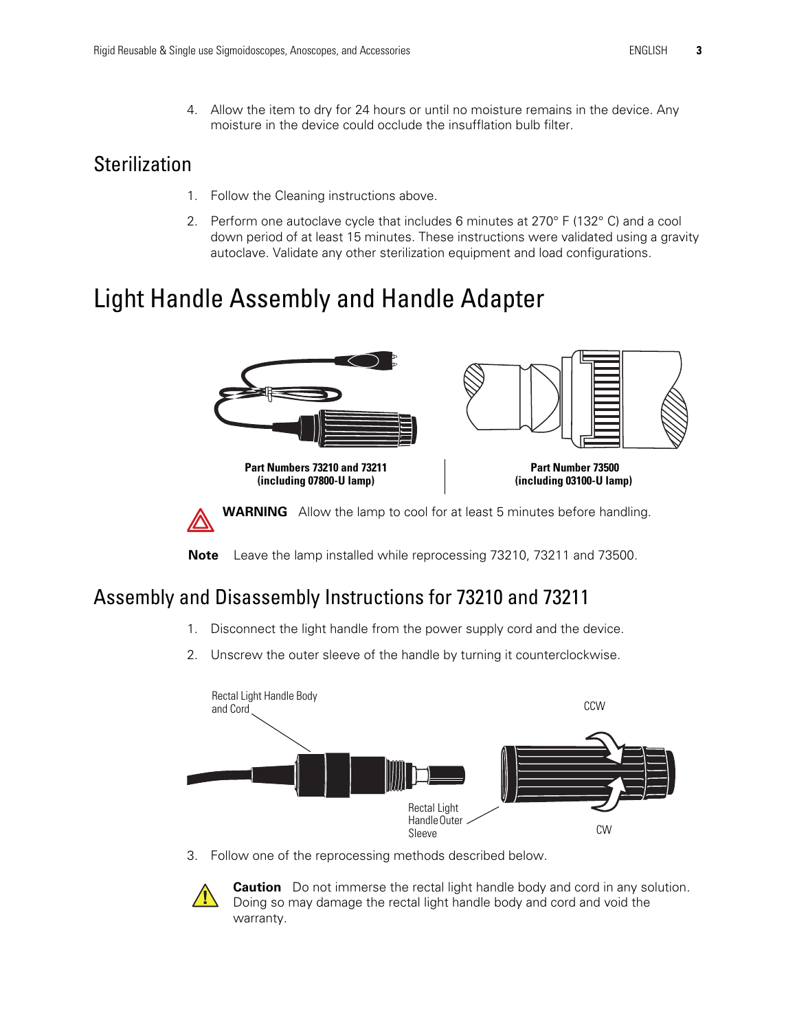4. Allow the item to dry for 24 hours or until no moisture remains in the device. Any moisture in the device could occlude the insufflation bulb filter.

## Sterilization

1. Follow the Cleaning instructions above.
2. Perform one autoclave cycle that includes 6 minutes at 270° F (132° C) and a cool down period of at least 15 minutes. These instructions were validated using a gravity autoclave. Validate any other sterilization equipment and load configurations.

# Light Handle Assembly and Handle Adapter

**Part Numbers 73210 and 73211 (including 07800-U lamp)**

**Part Number 73500 (including 03100-U lamp)**

**WARNING** Allow the lamp to cool for at least 5 minutes before handling.

**Note** Leave the lamp installed while reprocessing 73210, 73211 and 73500.

## Assembly and Disassembly Instructions for 73210 and 73211

1. Disconnect the light handle from the power supply cord and the device.
2. Unscrew the outer sleeve of the handle by turning it counterclockwise.

Rectal Light Handle Body and Cord

Rectal Light Handle Outer Sleeve

CCW

CW

3. Follow one of the reprocessing methods described below.

**Caution** Do not immerse the rectal light handle body and cord in any solution. Doing so may damage the rectal light handle body and cord and void the warranty.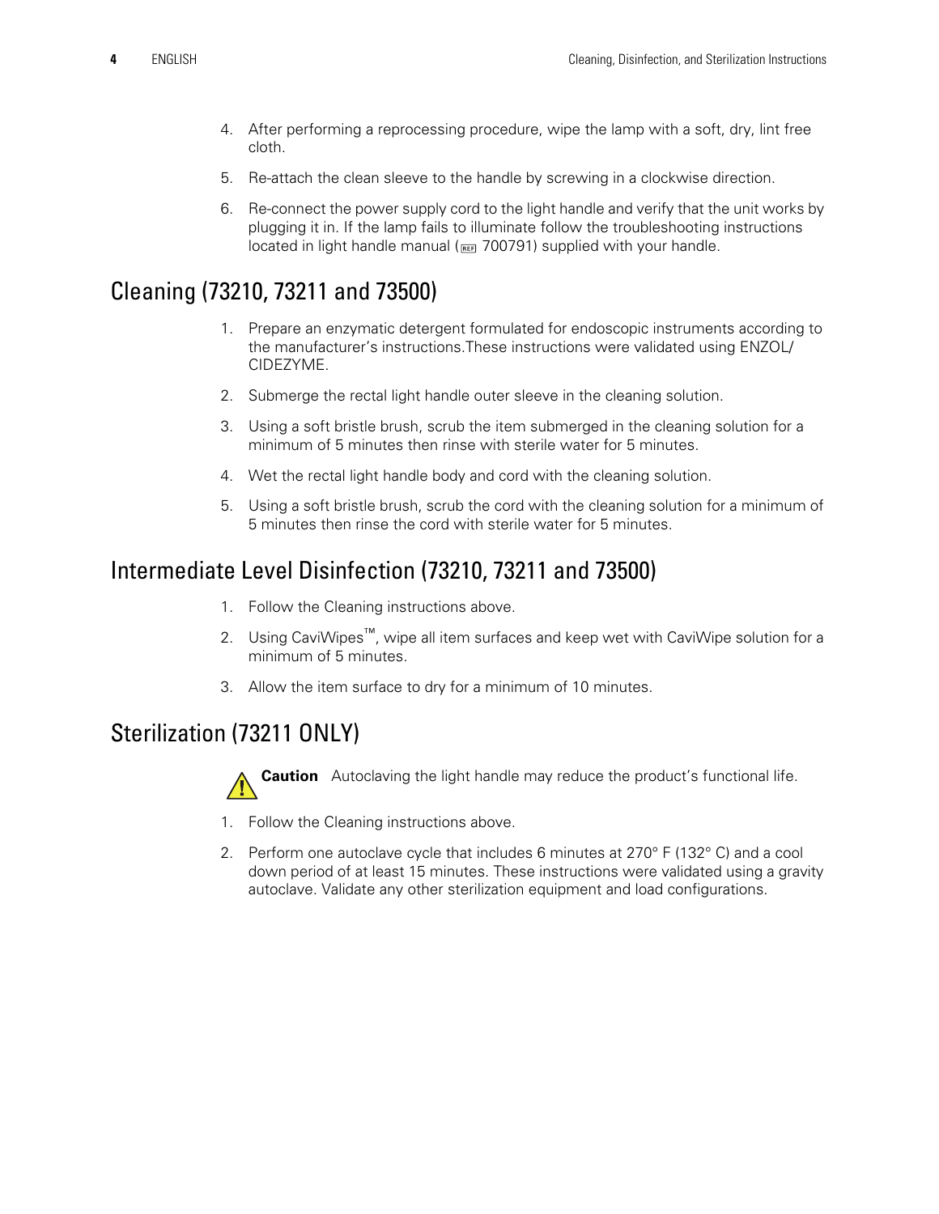4. After performing a reprocessing procedure, wipe the lamp with a soft, dry, lint free cloth.
5. Re-attach the clean sleeve to the handle by screwing in a clockwise direction.
6. Re-connect the power supply cord to the light handle and verify that the unit works by plugging it in. If the lamp fails to illuminate follow the troubleshooting instructions located in light handle manual (REF 700791) supplied with your handle.

## Cleaning (73210, 73211 and 73500)

1. Prepare an enzymatic detergent formulated for endoscopic instruments according to the manufacturer's instructions.These instructions were validated using ENZOL/ CIDEZYME.
2. Submerge the rectal light handle outer sleeve in the cleaning solution.
3. Using a soft bristle brush, scrub the item submerged in the cleaning solution for a minimum of 5 minutes then rinse with sterile water for 5 minutes.
4. Wet the rectal light handle body and cord with the cleaning solution.
5. Using a soft bristle brush, scrub the cord with the cleaning solution for a minimum of 5 minutes then rinse the cord with sterile water for 5 minutes.

## Intermediate Level Disinfection (73210, 73211 and 73500)

1. Follow the Cleaning instructions above.
2. Using CaviWipes™, wipe all item surfaces and keep wet with CaviWipe solution for a minimum of 5 minutes.
3. Allow the item surface to dry for a minimum of 10 minutes.

## Sterilization (73211 ONLY)

**Caution** Autoclaving the light handle may reduce the product's functional life.

1. Follow the Cleaning instructions above.
2. Perform one autoclave cycle that includes 6 minutes at 270° F (132° C) and a cool down period of at least 15 minutes. These instructions were validated using a gravity autoclave. Validate any other sterilization equipment and load configurations.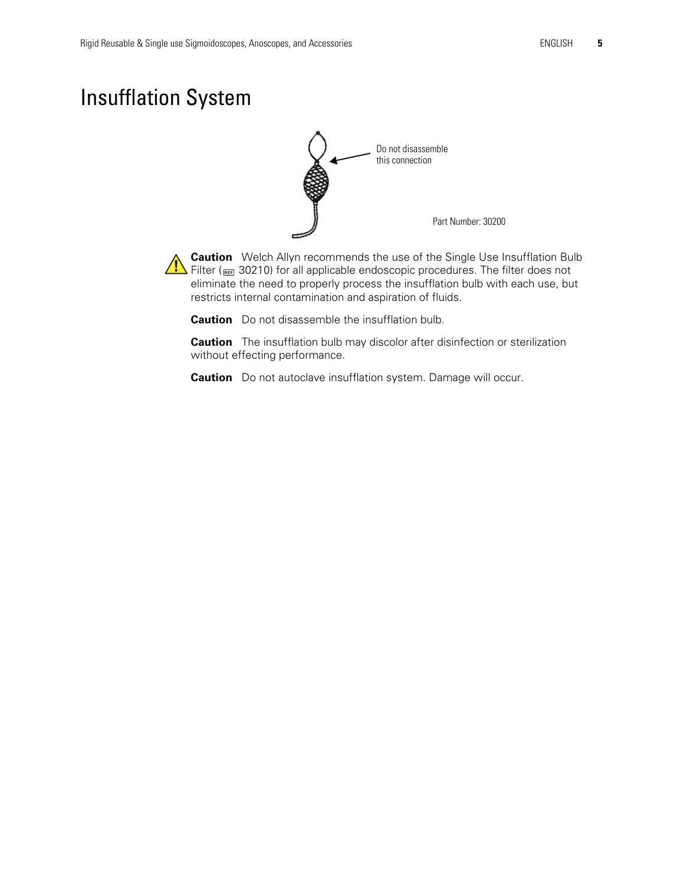# Insufflation System

Do not disassemble this connection

Part Number: 30200

**Caution** Welch Allyn recommends the use of the Single Use Insufflation Bulb Filter (REF 30210) for all applicable endoscopic procedures. The filter does not eliminate the need to properly process the insufflation bulb with each use, but restricts internal contamination and aspiration of fluids.

**Caution** Do not disassemble the insufflation bulb.

**Caution** The insufflation bulb may discolor after disinfection or sterilization without effecting performance.

**Caution** Do not autoclave insufflation system. Damage will occur.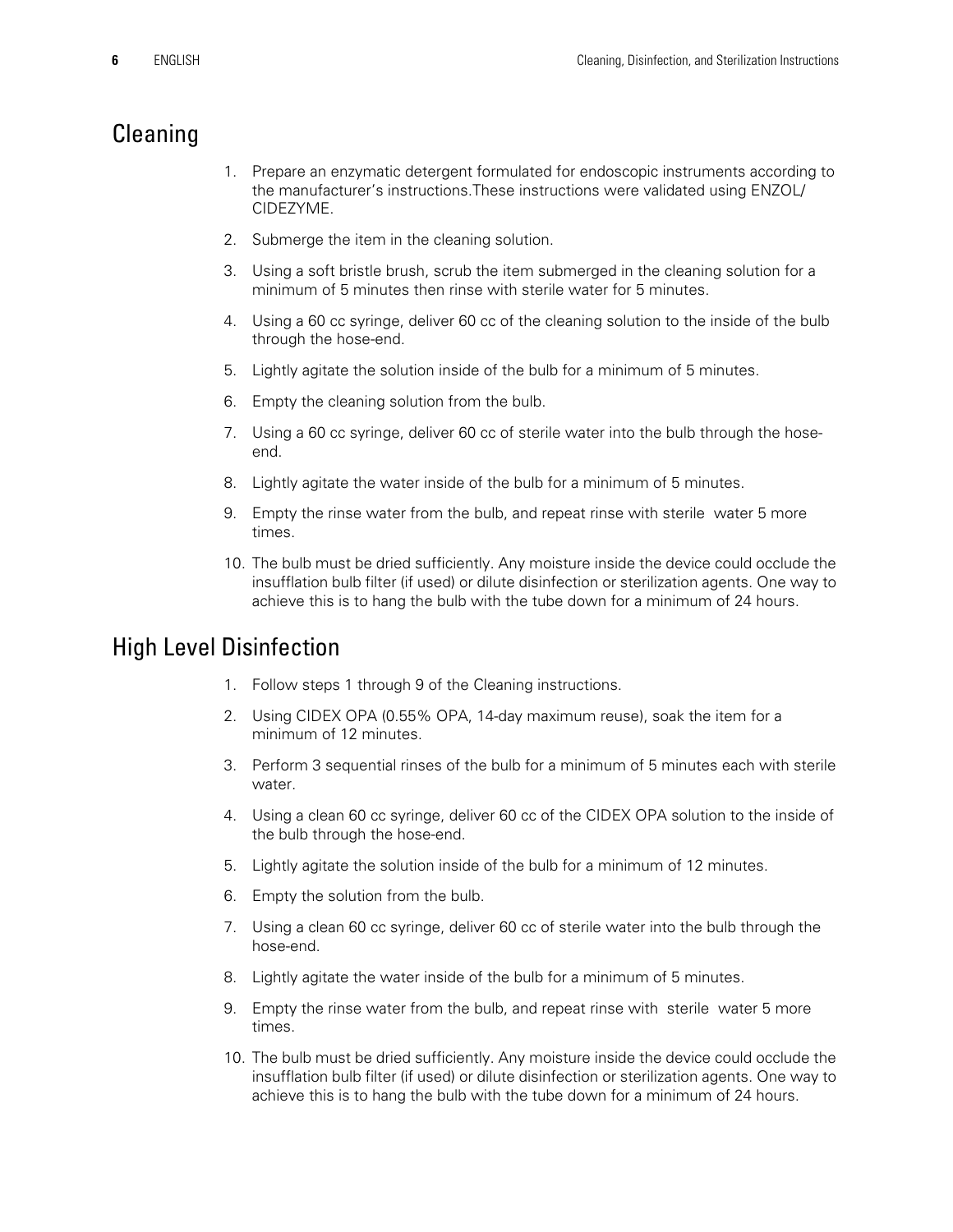## Cleaning

1. Prepare an enzymatic detergent formulated for endoscopic instruments according to the manufacturer's instructions.These instructions were validated using ENZOL/ CIDEZYME.
2. Submerge the item in the cleaning solution.
3. Using a soft bristle brush, scrub the item submerged in the cleaning solution for a minimum of 5 minutes then rinse with sterile water for 5 minutes.
4. Using a 60 cc syringe, deliver 60 cc of the cleaning solution to the inside of the bulb through the hose-end.
5. Lightly agitate the solution inside of the bulb for a minimum of 5 minutes.
6. Empty the cleaning solution from the bulb.
7. Using a 60 cc syringe, deliver 60 cc of sterile water into the bulb through the hose-end.
8. Lightly agitate the water inside of the bulb for a minimum of 5 minutes.
9. Empty the rinse water from the bulb, and repeat rinse with sterile water 5 more times.
10. The bulb must be dried sufficiently. Any moisture inside the device could occlude the insufflation bulb filter (if used) or dilute disinfection or sterilization agents. One way to achieve this is to hang the bulb with the tube down for a minimum of 24 hours.

## High Level Disinfection

1. Follow steps 1 through 9 of the Cleaning instructions.
2. Using CIDEX OPA (0.55% OPA, 14-day maximum reuse), soak the item for a minimum of 12 minutes.
3. Perform 3 sequential rinses of the bulb for a minimum of 5 minutes each with sterile water.
4. Using a clean 60 cc syringe, deliver 60 cc of the CIDEX OPA solution to the inside of the bulb through the hose-end.
5. Lightly agitate the solution inside of the bulb for a minimum of 12 minutes.
6. Empty the solution from the bulb.
7. Using a clean 60 cc syringe, deliver 60 cc of sterile water into the bulb through the hose-end.
8. Lightly agitate the water inside of the bulb for a minimum of 5 minutes.
9. Empty the rinse water from the bulb, and repeat rinse with sterile water 5 more times.
10. The bulb must be dried sufficiently. Any moisture inside the device could occlude the insufflation bulb filter (if used) or dilute disinfection or sterilization agents. One way to achieve this is to hang the bulb with the tube down for a minimum of 24 hours.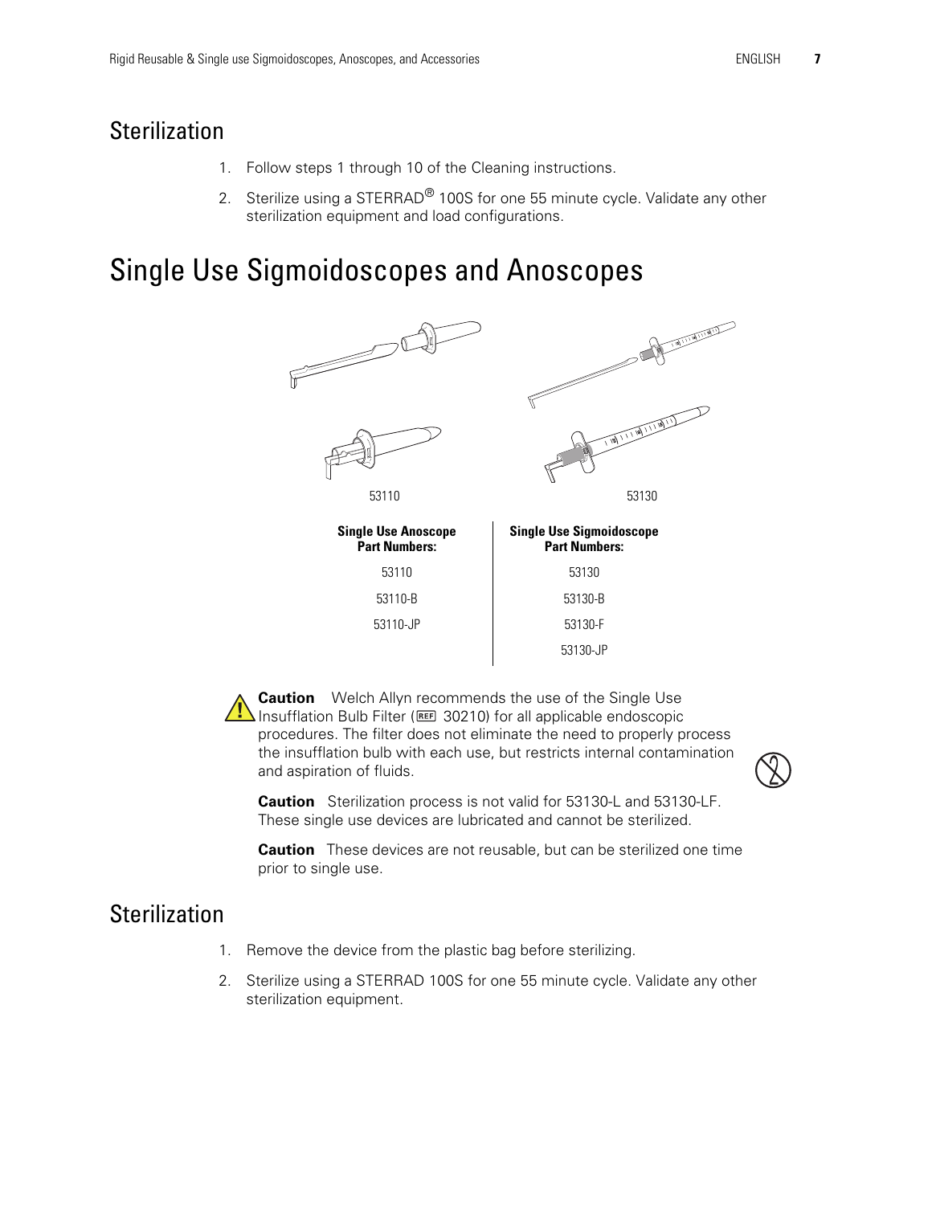## Sterilization

1. Follow steps 1 through 10 of the Cleaning instructions.
2. Sterilize using a STERRAD® 100S for one 55 minute cycle. Validate any other sterilization equipment and load configurations.

# Single Use Sigmoidoscopes and Anoscopes

53110

53130

| Single Use Anoscope Part Numbers: | Single Use Sigmoidoscope Part Numbers: |
| --- | --- |
| 53110 | 53130 |
| 53110-B | 53130-B |
| 53110-JP | 53130-F |
| | 53130-JP |

**Caution** Welch Allyn recommends the use of the Single Use Insufflation Bulb Filter (REF 30210) for all applicable endoscopic procedures. The filter does not eliminate the need to properly process the insufflation bulb with each use, but restricts internal contamination and aspiration of fluids.

**Caution** Sterilization process is not valid for 53130-L and 53130-LF. These single use devices are lubricated and cannot be sterilized.

**Caution** These devices are not reusable, but can be sterilized one time prior to single use.

## Sterilization

1. Remove the device from the plastic bag before sterilizing.
2. Sterilize using a STERRAD 100S for one 55 minute cycle. Validate any other sterilization equipment.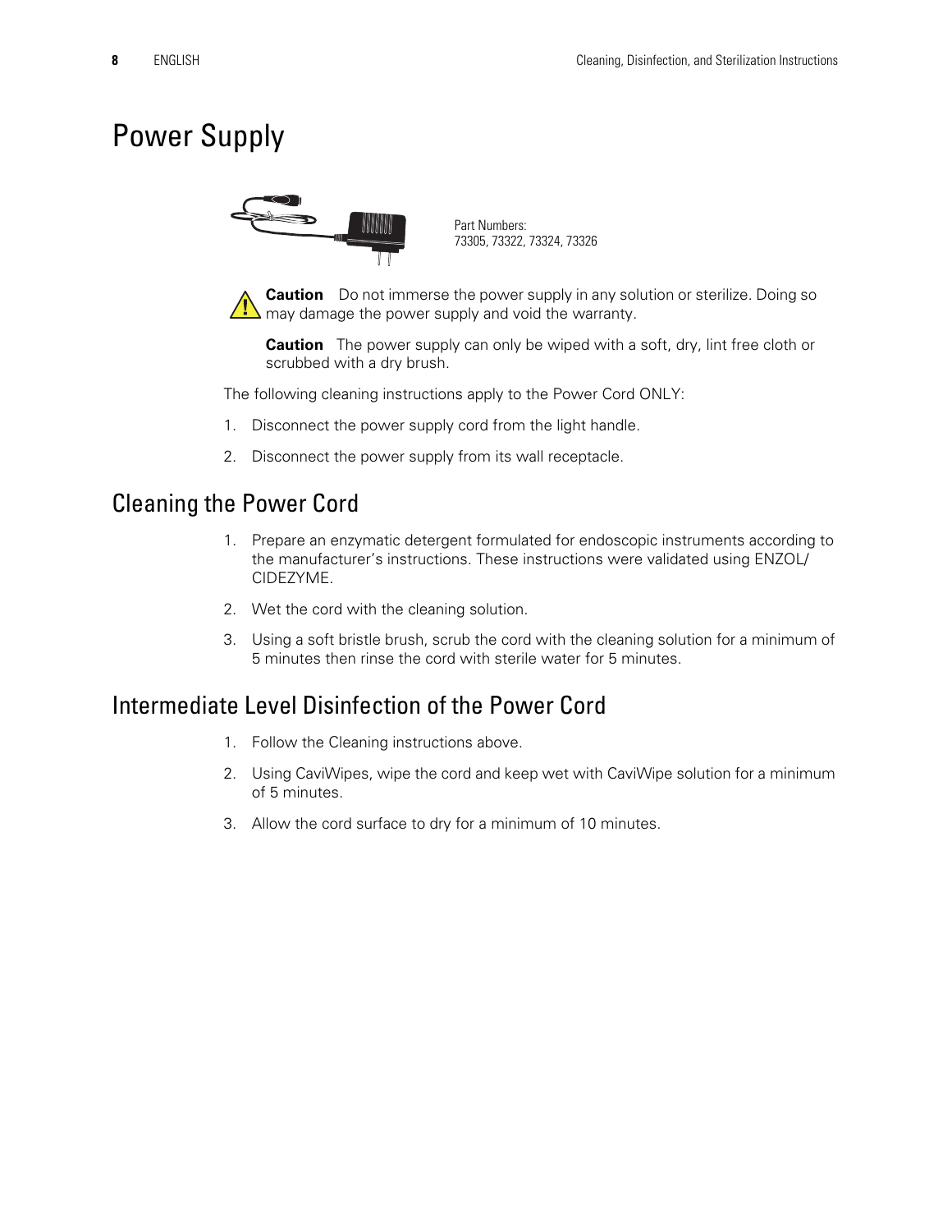# Power Supply

Part Numbers:
73305, 73322, 73324, 73326

**Caution** Do not immerse the power supply in any solution or sterilize. Doing so may damage the power supply and void the warranty.

**Caution** The power supply can only be wiped with a soft, dry, lint free cloth or scrubbed with a dry brush.

The following cleaning instructions apply to the Power Cord ONLY:

1. Disconnect the power supply cord from the light handle.
2. Disconnect the power supply from its wall receptacle.

## Cleaning the Power Cord

1. Prepare an enzymatic detergent formulated for endoscopic instruments according to the manufacturer's instructions. These instructions were validated using ENZOL/ CIDEZYME.
2. Wet the cord with the cleaning solution.
3. Using a soft bristle brush, scrub the cord with the cleaning solution for a minimum of 5 minutes then rinse the cord with sterile water for 5 minutes.

## Intermediate Level Disinfection of the Power Cord

1. Follow the Cleaning instructions above.
2. Using CaviWipes, wipe the cord and keep wet with CaviWipe solution for a minimum of 5 minutes.
3. Allow the cord surface to dry for a minimum of 10 minutes.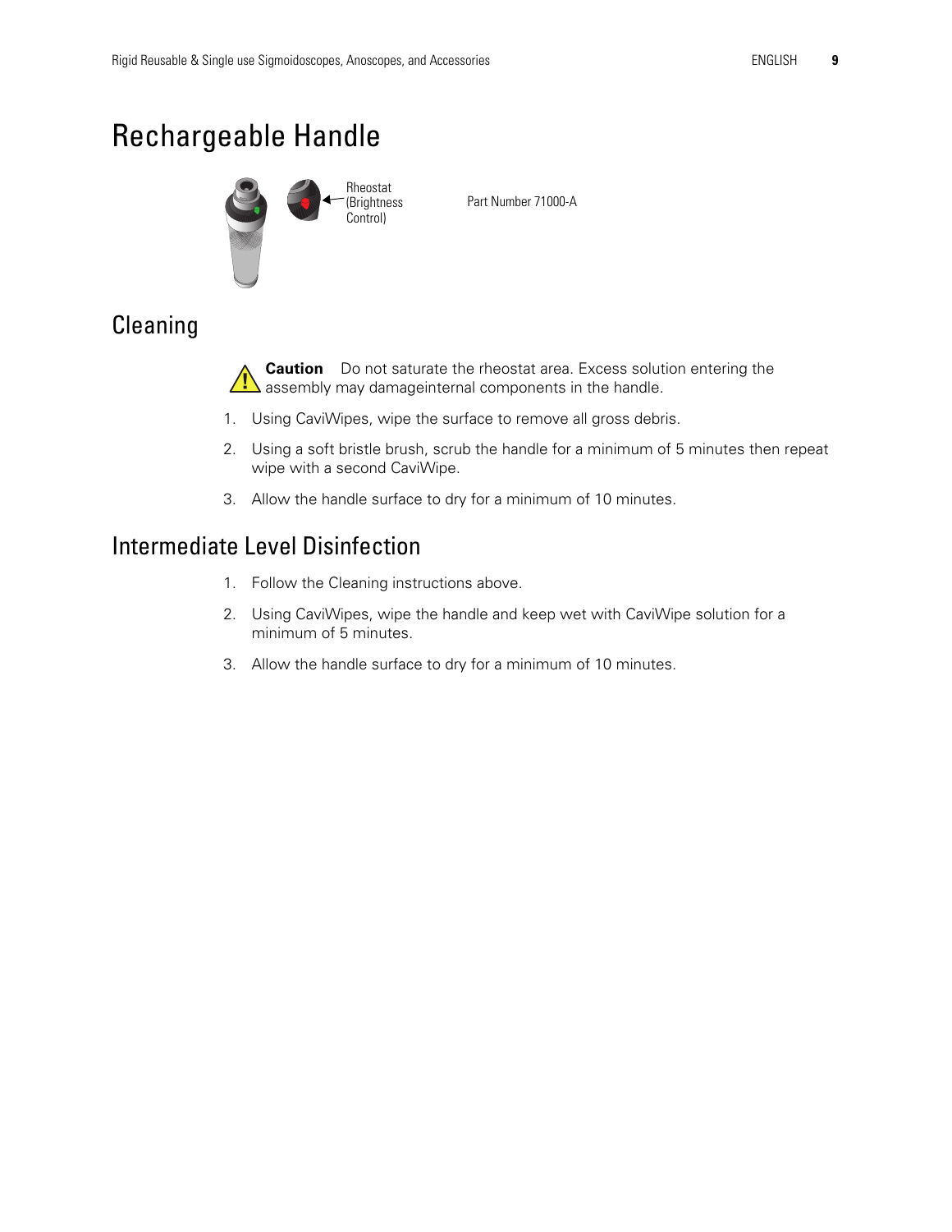# Rechargeable Handle

Rheostat (Brightness Control)

Part Number 71000-A

## Cleaning

**Caution** Do not saturate the rheostat area. Excess solution entering the assembly may damageinternal components in the handle.

1. Using CaviWipes, wipe the surface to remove all gross debris.
2. Using a soft bristle brush, scrub the handle for a minimum of 5 minutes then repeat wipe with a second CaviWipe.
3. Allow the handle surface to dry for a minimum of 10 minutes.

## Intermediate Level Disinfection

1. Follow the Cleaning instructions above.
2. Using CaviWipes, wipe the handle and keep wet with CaviWipe solution for a minimum of 5 minutes.
3. Allow the handle surface to dry for a minimum of 10 minutes.